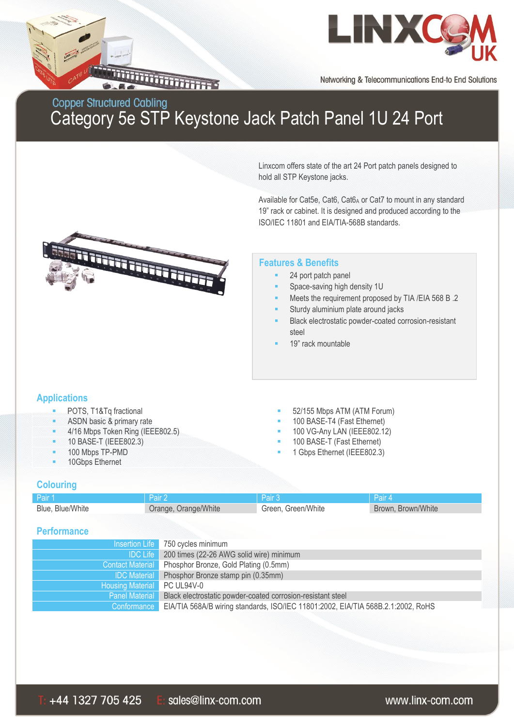LINXCOM UK

Networking & Telecommunications End-to End Solutions

## Copper Structured Cabling

# Category 5e STP Keystone Jack Patch Panel 1U 24 Port

Linxcom offers state of the art 24 Port patch panels designed to hold all STP Keystone jacks.

Available for Cat5e, Cat6, Cat6A or Cat7 to mount in any standard 19" rack or cabinet. It is designed and produced according to the ISO/IEC 11801 and EIA/TIA-568B standards.

## Features & Benefits

- 24 port patch panel
- Space-saving high density 1U
- Meets the requirement proposed by TIA /EIA 568 B .2
- Sturdy aluminium plate around jacks
- Black electrostatic powder-coated corrosion-resistant steel
- 19" rack mountable

## Applications

- POTS, T1&Tq fractional
- ASDN basic & primary rate
- 4/16 Mbps Token Ring (IEEE802.5)
- 10 BASE-T (IEEE802.3)
- 100 Mbps TP-PMD
- 10Gbps Ethernet
- 52/155 Mbps ATM (ATM Forum)
- 100 BASE-T4 (Fast Ethernet)
- 100 VG-Any LAN (IEEE802.12)
- 100 BASE-T (Fast Ethernet)
- 1 Gbps Ethernet (IEEE802.3)

## Colouring

| Pair 1 | Pair 2 | Pair 3 | Pair 4 |
|---|---|---|---|
| Blue, Blue/White | Orange, Orange/White | Green, Green/White | Brown, Brown/White |

## Performance

| | |
|---|---|
| Insertion Life | 750 cycles minimum |
| IDC Life | 200 times (22-26 AWG solid wire) minimum |
| Contact Material | Phosphor Bronze, Gold Plating (0.5mm) |
| IDC Material | Phosphor Bronze stamp pin (0.35mm) |
| Housing Material | PC UL94V-0 |
| Panel Material | Black electrostatic powder-coated corrosion-resistant steel |
| Conformance | EIA/TIA 568A/B wiring standards, ISO/IEC 11801:2002, EIA/TIA 568B.2.1:2002, RoHS |

T: +44 1327 705 425 E: sales@linx-com.com www.linx-com.com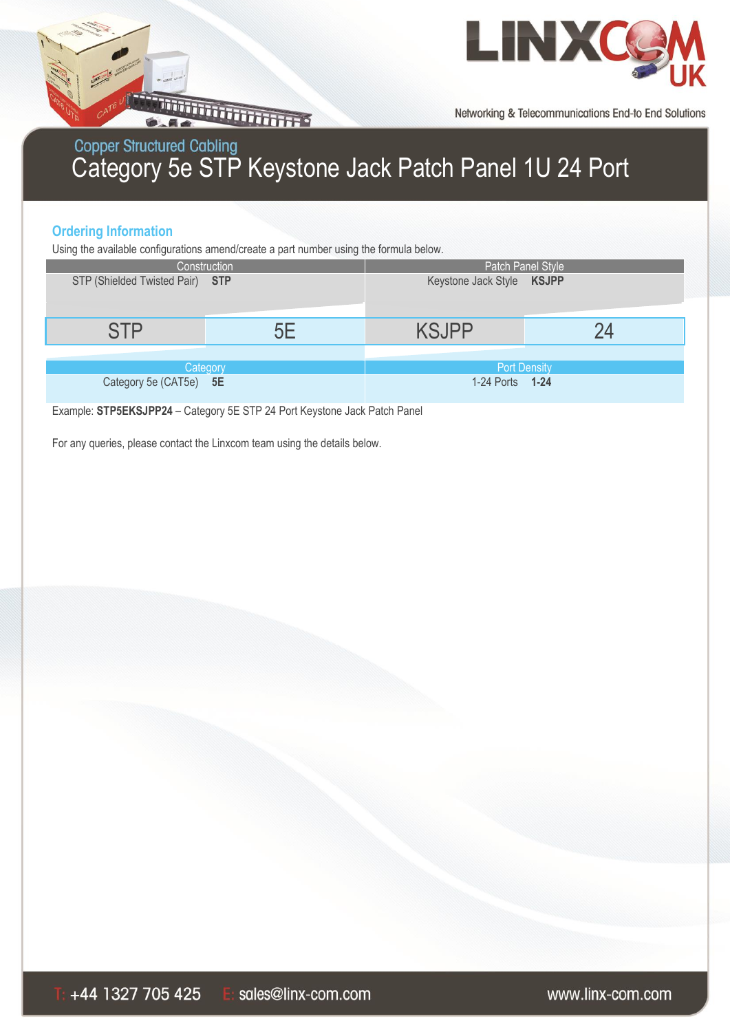Copper Structured Cabling

# Category 5e STP Keystone Jack Patch Panel 1U 24 Port

## Ordering Information

Using the available configurations amend/create a part number using the formula below.

| Construction | | Patch Panel Style | |
|---|---|---|---|
| STP (Shielded Twisted Pair) **STP** | | Keystone Jack Style **KSJPP** | |
| STP | 5E | KSJPP | 24 |
| | Category 5e (CAT5e) **5E** | | 1-24 Ports **1-24** |
| | Category | | Port Density |

Example: **STP5EKSJPP24** – Category 5E STP 24 Port Keystone Jack Patch Panel

For any queries, please contact the Linxcom team using the details below.

T: +44 1327 705 425 E: sales@linx-com.com www.linx-com.com